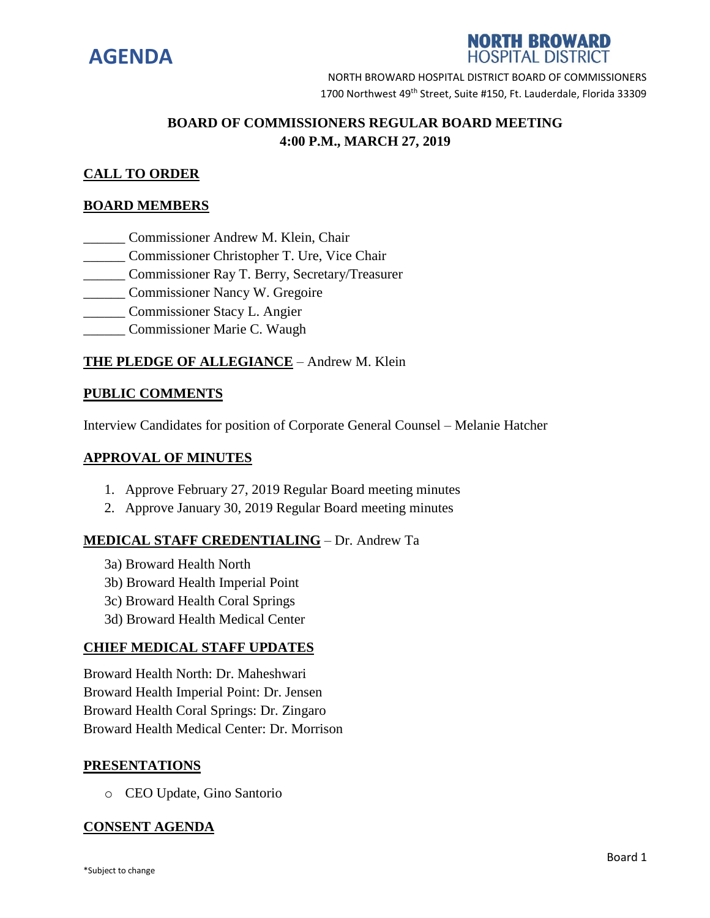# AGENDA

**NORTH BROWARD HOSPITAL DISTRICT**

NORTH BROWARD HOSPITAL DISTRICT BOARD OF COMMISSIONERS
1700 Northwest 49th Street, Suite #150, Ft. Lauderdale, Florida 33309

## BOARD OF COMMISSIONERS REGULAR BOARD MEETING
## 4:00 P.M., MARCH 27, 2019

### CALL TO ORDER

### BOARD MEMBERS

______ Commissioner Andrew M. Klein, Chair
______ Commissioner Christopher T. Ure, Vice Chair
______ Commissioner Ray T. Berry, Secretary/Treasurer
______ Commissioner Nancy W. Gregoire
______ Commissioner Stacy L. Angier
______ Commissioner Marie C. Waugh

**THE PLEDGE OF ALLEGIANCE** – Andrew M. Klein

### PUBLIC COMMENTS

Interview Candidates for position of Corporate General Counsel – Melanie Hatcher

### APPROVAL OF MINUTES

1. Approve February 27, 2019 Regular Board meeting minutes
2. Approve January 30, 2019 Regular Board meeting minutes

**MEDICAL STAFF CREDENTIALING** – Dr. Andrew Ta

3a) Broward Health North
3b) Broward Health Imperial Point
3c) Broward Health Coral Springs
3d) Broward Health Medical Center

### CHIEF MEDICAL STAFF UPDATES

Broward Health North: Dr. Maheshwari
Broward Health Imperial Point: Dr. Jensen
Broward Health Coral Springs: Dr. Zingaro
Broward Health Medical Center: Dr. Morrison

### PRESENTATIONS

- CEO Update, Gino Santorio

### CONSENT AGENDA

*Subject to change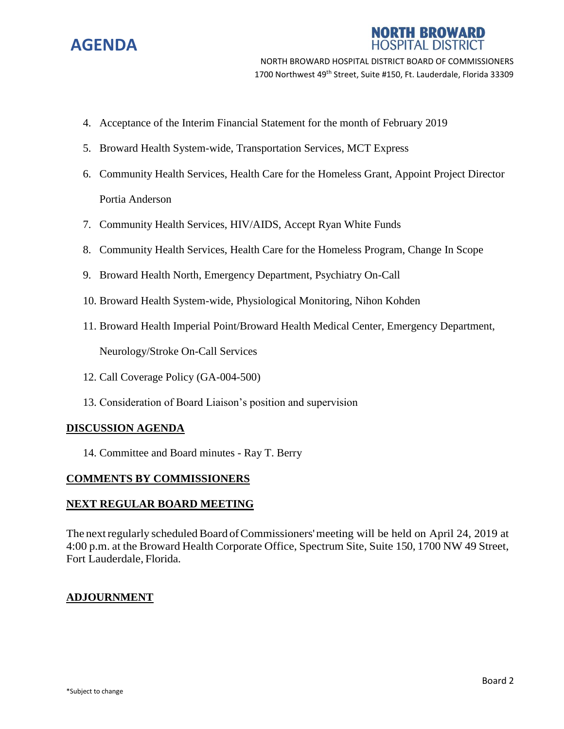4. Acceptance of the Interim Financial Statement for the month of February 2019
5. Broward Health System-wide, Transportation Services, MCT Express
6. Community Health Services, Health Care for the Homeless Grant, Appoint Project Director Portia Anderson
7. Community Health Services, HIV/AIDS, Accept Ryan White Funds
8. Community Health Services, Health Care for the Homeless Program, Change In Scope
9. Broward Health North, Emergency Department, Psychiatry On-Call
10. Broward Health System-wide, Physiological Monitoring, Nihon Kohden
11. Broward Health Imperial Point/Broward Health Medical Center, Emergency Department, Neurology/Stroke On-Call Services
12. Call Coverage Policy (GA-004-500)
13. Consideration of Board Liaison's position and supervision

## DISCUSSION AGENDA

14. Committee and Board minutes - Ray T. Berry

## COMMENTS BY COMMISSIONERS

## NEXT REGULAR BOARD MEETING

The next regularly scheduled Board of Commissioners' meeting will be held on April 24, 2019 at 4:00 p.m. at the Broward Health Corporate Office, Spectrum Site, Suite 150, 1700 NW 49 Street, Fort Lauderdale, Florida.

## ADJOURNMENT

\*Subject to change